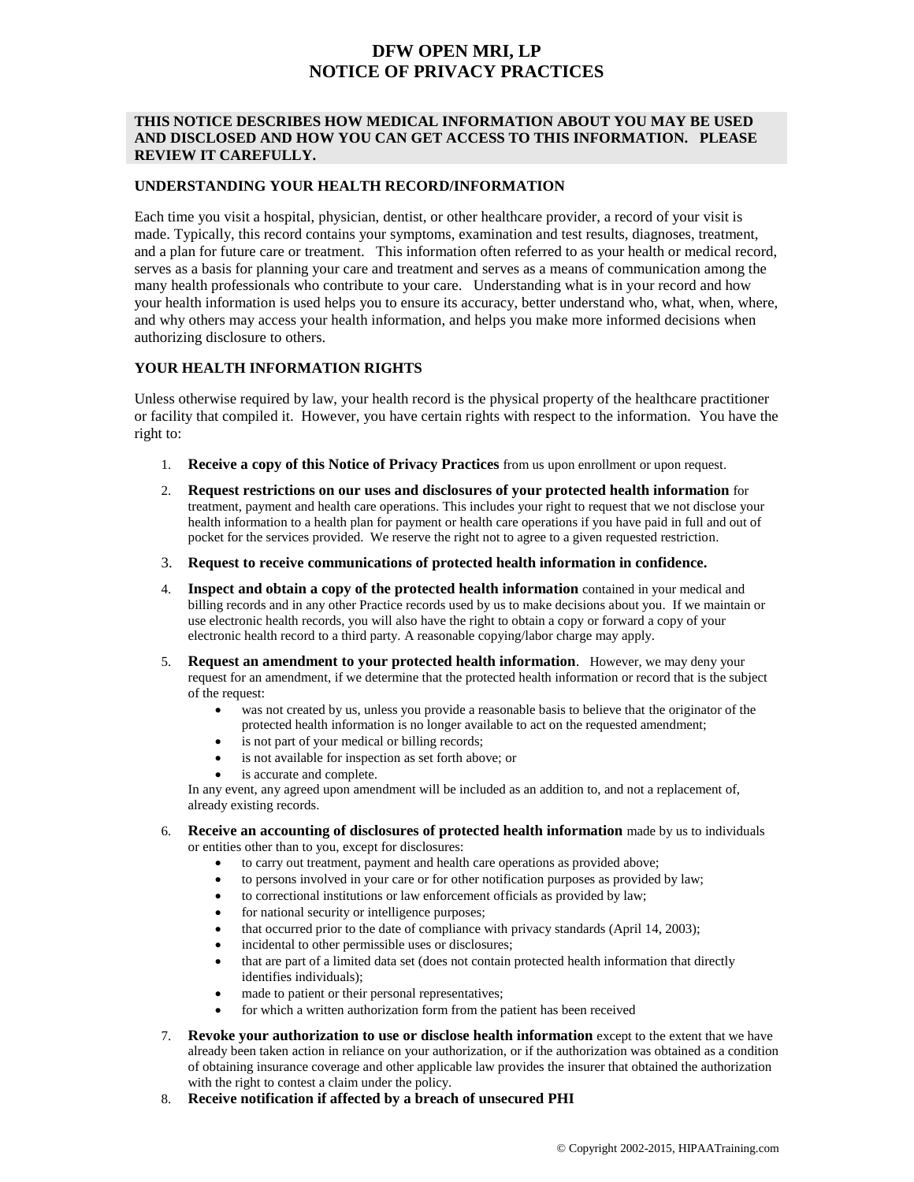# DFW OPEN MRI, LP
# NOTICE OF PRIVACY PRACTICES

**THIS NOTICE DESCRIBES HOW MEDICAL INFORMATION ABOUT YOU MAY BE USED AND DISCLOSED AND HOW YOU CAN GET ACCESS TO THIS INFORMATION. PLEASE REVIEW IT CAREFULLY.**

## UNDERSTANDING YOUR HEALTH RECORD/INFORMATION

Each time you visit a hospital, physician, dentist, or other healthcare provider, a record of your visit is made. Typically, this record contains your symptoms, examination and test results, diagnoses, treatment, and a plan for future care or treatment. This information often referred to as your health or medical record, serves as a basis for planning your care and treatment and serves as a means of communication among the many health professionals who contribute to your care. Understanding what is in your record and how your health information is used helps you to ensure its accuracy, better understand who, what, when, where, and why others may access your health information, and helps you make more informed decisions when authorizing disclosure to others.

## YOUR HEALTH INFORMATION RIGHTS

Unless otherwise required by law, your health record is the physical property of the healthcare practitioner or facility that compiled it. However, you have certain rights with respect to the information. You have the right to:

1. **Receive a copy of this Notice of Privacy Practices** from us upon enrollment or upon request.
2. **Request restrictions on our uses and disclosures of your protected health information** for treatment, payment and health care operations. This includes your right to request that we not disclose your health information to a health plan for payment or health care operations if you have paid in full and out of pocket for the services provided. We reserve the right not to agree to a given requested restriction.
3. **Request to receive communications of protected health information in confidence.**
4. **Inspect and obtain a copy of the protected health information** contained in your medical and billing records and in any other Practice records used by us to make decisions about you. If we maintain or use electronic health records, you will also have the right to obtain a copy or forward a copy of your electronic health record to a third party. A reasonable copying/labor charge may apply.
5. **Request an amendment to your protected health information**. However, we may deny your request for an amendment, if we determine that the protected health information or record that is the subject of the request:
   - was not created by us, unless you provide a reasonable basis to believe that the originator of the protected health information is no longer available to act on the requested amendment;
   - is not part of your medical or billing records;
   - is not available for inspection as set forth above; or
   - is accurate and complete.

   In any event, any agreed upon amendment will be included as an addition to, and not a replacement of, already existing records.
6. **Receive an accounting of disclosures of protected health information** made by us to individuals or entities other than to you, except for disclosures:
   - to carry out treatment, payment and health care operations as provided above;
   - to persons involved in your care or for other notification purposes as provided by law;
   - to correctional institutions or law enforcement officials as provided by law;
   - for national security or intelligence purposes;
   - that occurred prior to the date of compliance with privacy standards (April 14, 2003);
   - incidental to other permissible uses or disclosures;
   - that are part of a limited data set (does not contain protected health information that directly identifies individuals);
   - made to patient or their personal representatives;
   - for which a written authorization form from the patient has been received
7. **Revoke your authorization to use or disclose health information** except to the extent that we have already been taken action in reliance on your authorization, or if the authorization was obtained as a condition of obtaining insurance coverage and other applicable law provides the insurer that obtained the authorization with the right to contest a claim under the policy.
8. **Receive notification if affected by a breach of unsecured PHI**

© Copyright 2002-2015, HIPAATraining.com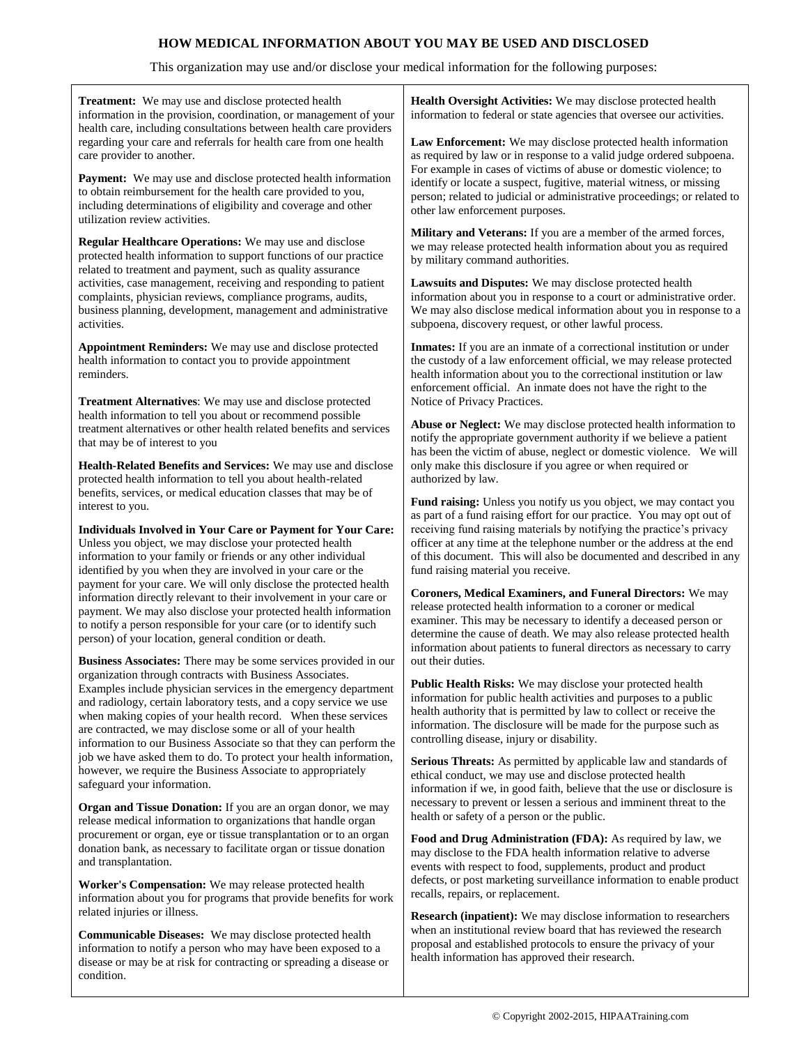## HOW MEDICAL INFORMATION ABOUT YOU MAY BE USED AND DISCLOSED

This organization may use and/or disclose your medical information for the following purposes:

**Treatment:** We may use and disclose protected health information in the provision, coordination, or management of your health care, including consultations between health care providers regarding your care and referrals for health care from one health care provider to another.

**Payment:** We may use and disclose protected health information to obtain reimbursement for the health care provided to you, including determinations of eligibility and coverage and other utilization review activities.

**Regular Healthcare Operations:** We may use and disclose protected health information to support functions of our practice related to treatment and payment, such as quality assurance activities, case management, receiving and responding to patient complaints, physician reviews, compliance programs, audits, business planning, development, management and administrative activities.

**Appointment Reminders:** We may use and disclose protected health information to contact you to provide appointment reminders.

**Treatment Alternatives**: We may use and disclose protected health information to tell you about or recommend possible treatment alternatives or other health related benefits and services that may be of interest to you

**Health-Related Benefits and Services:** We may use and disclose protected health information to tell you about health-related benefits, services, or medical education classes that may be of interest to you.

**Individuals Involved in Your Care or Payment for Your Care:** Unless you object, we may disclose your protected health information to your family or friends or any other individual identified by you when they are involved in your care or the payment for your care. We will only disclose the protected health information directly relevant to their involvement in your care or payment. We may also disclose your protected health information to notify a person responsible for your care (or to identify such person) of your location, general condition or death.

**Business Associates:** There may be some services provided in our organization through contracts with Business Associates. Examples include physician services in the emergency department and radiology, certain laboratory tests, and a copy service we use when making copies of your health record. When these services are contracted, we may disclose some or all of your health information to our Business Associate so that they can perform the job we have asked them to do. To protect your health information, however, we require the Business Associate to appropriately safeguard your information.

**Organ and Tissue Donation:** If you are an organ donor, we may release medical information to organizations that handle organ procurement or organ, eye or tissue transplantation or to an organ donation bank, as necessary to facilitate organ or tissue donation and transplantation.

**Worker's Compensation:** We may release protected health information about you for programs that provide benefits for work related injuries or illness.

**Communicable Diseases:** We may disclose protected health information to notify a person who may have been exposed to a disease or may be at risk for contracting or spreading a disease or condition.

**Health Oversight Activities:** We may disclose protected health information to federal or state agencies that oversee our activities.

**Law Enforcement:** We may disclose protected health information as required by law or in response to a valid judge ordered subpoena. For example in cases of victims of abuse or domestic violence; to identify or locate a suspect, fugitive, material witness, or missing person; related to judicial or administrative proceedings; or related to other law enforcement purposes.

**Military and Veterans:** If you are a member of the armed forces, we may release protected health information about you as required by military command authorities.

**Lawsuits and Disputes:** We may disclose protected health information about you in response to a court or administrative order. We may also disclose medical information about you in response to a subpoena, discovery request, or other lawful process.

**Inmates:** If you are an inmate of a correctional institution or under the custody of a law enforcement official, we may release protected health information about you to the correctional institution or law enforcement official. An inmate does not have the right to the Notice of Privacy Practices.

**Abuse or Neglect:** We may disclose protected health information to notify the appropriate government authority if we believe a patient has been the victim of abuse, neglect or domestic violence. We will only make this disclosure if you agree or when required or authorized by law.

**Fund raising:** Unless you notify us you object, we may contact you as part of a fund raising effort for our practice. You may opt out of receiving fund raising materials by notifying the practice's privacy officer at any time at the telephone number or the address at the end of this document. This will also be documented and described in any fund raising material you receive.

**Coroners, Medical Examiners, and Funeral Directors:** We may release protected health information to a coroner or medical examiner. This may be necessary to identify a deceased person or determine the cause of death. We may also release protected health information about patients to funeral directors as necessary to carry out their duties.

**Public Health Risks:** We may disclose your protected health information for public health activities and purposes to a public health authority that is permitted by law to collect or receive the information. The disclosure will be made for the purpose such as controlling disease, injury or disability.

**Serious Threats:** As permitted by applicable law and standards of ethical conduct, we may use and disclose protected health information if we, in good faith, believe that the use or disclosure is necessary to prevent or lessen a serious and imminent threat to the health or safety of a person or the public.

**Food and Drug Administration (FDA):** As required by law, we may disclose to the FDA health information relative to adverse events with respect to food, supplements, product and product defects, or post marketing surveillance information to enable product recalls, repairs, or replacement.

**Research (inpatient):** We may disclose information to researchers when an institutional review board that has reviewed the research proposal and established protocols to ensure the privacy of your health information has approved their research.

© Copyright 2002-2015, HIPAATraining.com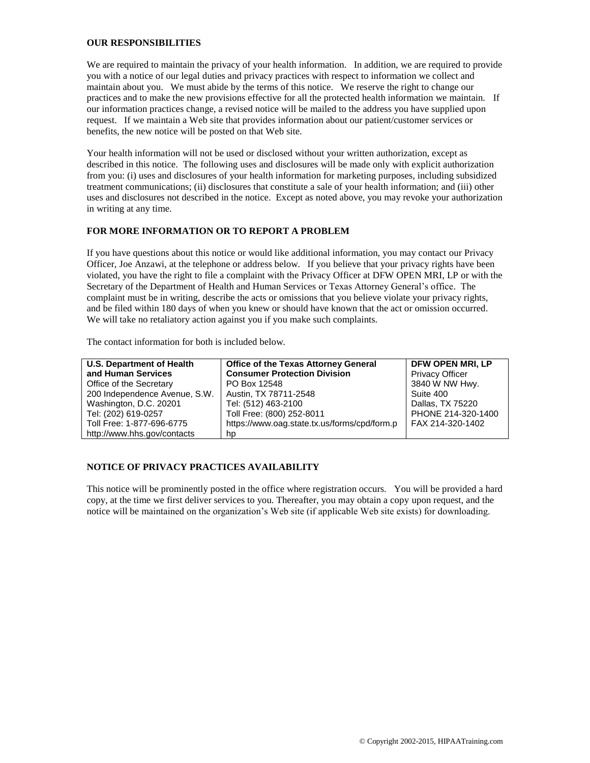## OUR RESPONSIBILITIES

We are required to maintain the privacy of your health information. In addition, we are required to provide you with a notice of our legal duties and privacy practices with respect to information we collect and maintain about you. We must abide by the terms of this notice. We reserve the right to change our practices and to make the new provisions effective for all the protected health information we maintain. If our information practices change, a revised notice will be mailed to the address you have supplied upon request. If we maintain a Web site that provides information about our patient/customer services or benefits, the new notice will be posted on that Web site.

Your health information will not be used or disclosed without your written authorization, except as described in this notice. The following uses and disclosures will be made only with explicit authorization from you: (i) uses and disclosures of your health information for marketing purposes, including subsidized treatment communications; (ii) disclosures that constitute a sale of your health information; and (iii) other uses and disclosures not described in the notice. Except as noted above, you may revoke your authorization in writing at any time.

## FOR MORE INFORMATION OR TO REPORT A PROBLEM

If you have questions about this notice or would like additional information, you may contact our Privacy Officer, Joe Anzawi, at the telephone or address below. If you believe that your privacy rights have been violated, you have the right to file a complaint with the Privacy Officer at DFW OPEN MRI, LP or with the Secretary of the Department of Health and Human Services or Texas Attorney General's office. The complaint must be in writing, describe the acts or omissions that you believe violate your privacy rights, and be filed within 180 days of when you knew or should have known that the act or omission occurred. We will take no retaliatory action against you if you make such complaints.

The contact information for both is included below.

| | | |
|---|---|---|
| **U.S. Department of Health and Human Services**<br>Office of the Secretary<br>200 Independence Avenue, S.W.<br>Washington, D.C. 20201<br>Tel: (202) 619-0257<br>Toll Free: 1-877-696-6775<br>http://www.hhs.gov/contacts | **Office of the Texas Attorney General Consumer Protection Division**<br>PO Box 12548<br>Austin, TX 78711-2548<br>Tel: (512) 463-2100<br>Toll Free: (800) 252-8011<br>https://www.oag.state.tx.us/forms/cpd/form.php | **DFW OPEN MRI, LP**<br>Privacy Officer<br>3840 W NW Hwy.<br>Suite 400<br>Dallas, TX 75220<br>PHONE 214-320-1400<br>FAX 214-320-1402 |

## NOTICE OF PRIVACY PRACTICES AVAILABILITY

This notice will be prominently posted in the office where registration occurs. You will be provided a hard copy, at the time we first deliver services to you. Thereafter, you may obtain a copy upon request, and the notice will be maintained on the organization's Web site (if applicable Web site exists) for downloading.

© Copyright 2002-2015, HIPAATraining.com